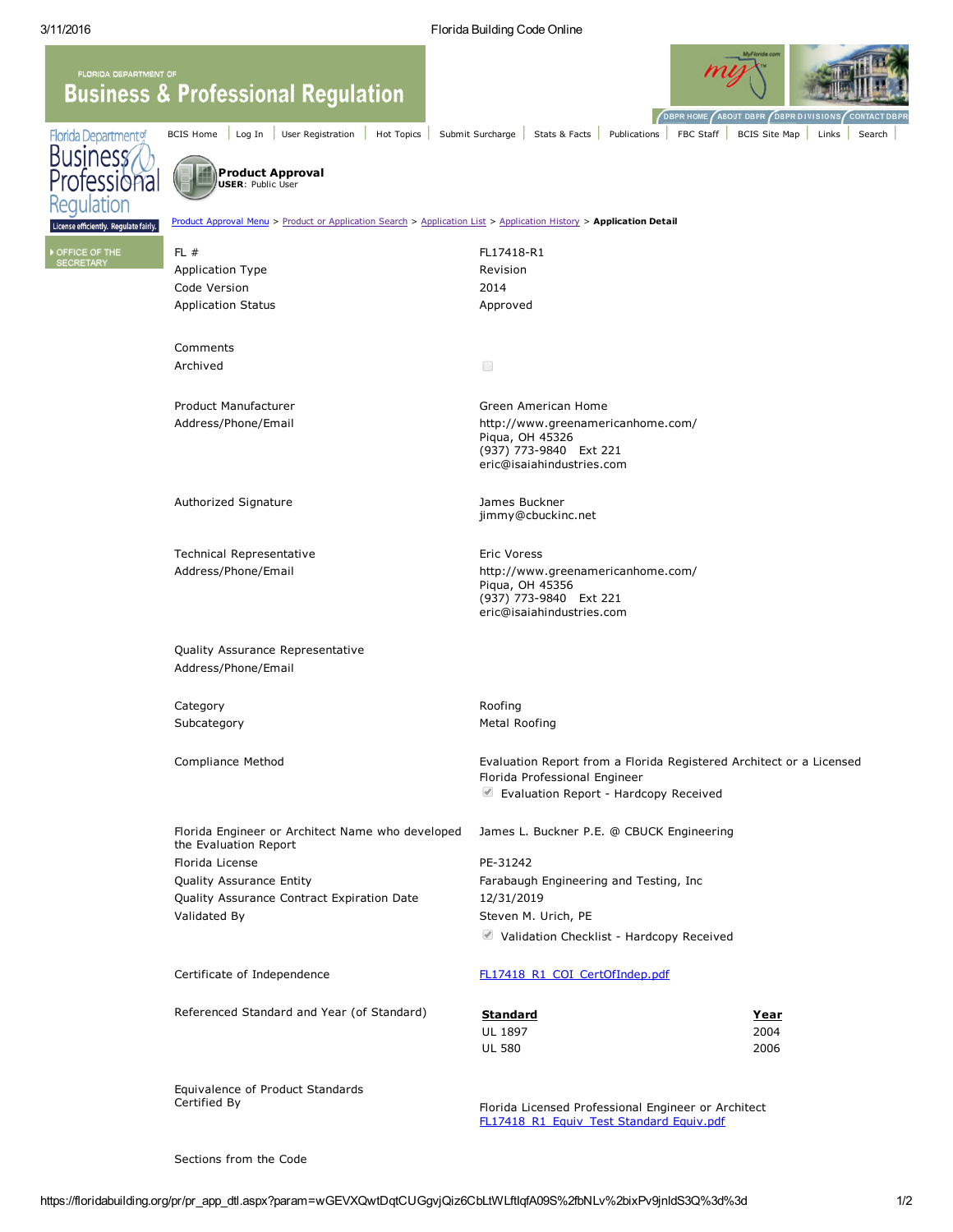Florida Building Code Online

**Business & Professional Regulation**

BCIS Home | Log In | User Registration | Hot Topics | Submit Surcharge | Stats & Facts | Publications | FBC Staff | BCIS Site Map | Links | Search

**Product Approval**
**USER**: Public User

Product Approval Menu > Product or Application Search > Application List > Application History > **Application Detail**

| | |
|---|---|
| FL # | FL17418-R1 |
| Application Type | Revision |
| Code Version | 2014 |
| Application Status | Approved |
| Comments | |
| Archived | ☐ |
| Product Manufacturer | Green American Home |
| Address/Phone/Email | http://www.greenamericanhome.com/<br>Piqua, OH 45326<br>(937) 773-9840 Ext 221<br>eric@isaiahindustries.com |
| Authorized Signature | James Buckner<br>jimmy@cbuckinc.net |
| Technical Representative | Eric Voress |
| Address/Phone/Email | http://www.greenamericanhome.com/<br>Piqua, OH 45356<br>(937) 773-9840 Ext 221<br>eric@isaiahindustries.com |
| Quality Assurance Representative | |
| Address/Phone/Email | |
| Category | Roofing |
| Subcategory | Metal Roofing |
| Compliance Method | Evaluation Report from a Florida Registered Architect or a Licensed Florida Professional Engineer<br>☑ Evaluation Report - Hardcopy Received |
| Florida Engineer or Architect Name who developed the Evaluation Report | James L. Buckner P.E. @ CBUCK Engineering |
| Florida License | PE-31242 |
| Quality Assurance Entity | Farabaugh Engineering and Testing, Inc |
| Quality Assurance Contract Expiration Date | 12/31/2019 |
| Validated By | Steven M. Urich, PE<br>☑ Validation Checklist - Hardcopy Received |
| Certificate of Independence | FL17418_R1_COI_CertOfIndep.pdf |

Referenced Standard and Year (of Standard)

| Standard | Year |
|---|---|
| UL 1897 | 2004 |
| UL 580 | 2006 |

| | |
|---|---|
| Equivalence of Product Standards Certified By | Florida Licensed Professional Engineer or Architect<br>FL17418_R1_Equiv_Test Standard Equiv.pdf |

Sections from the Code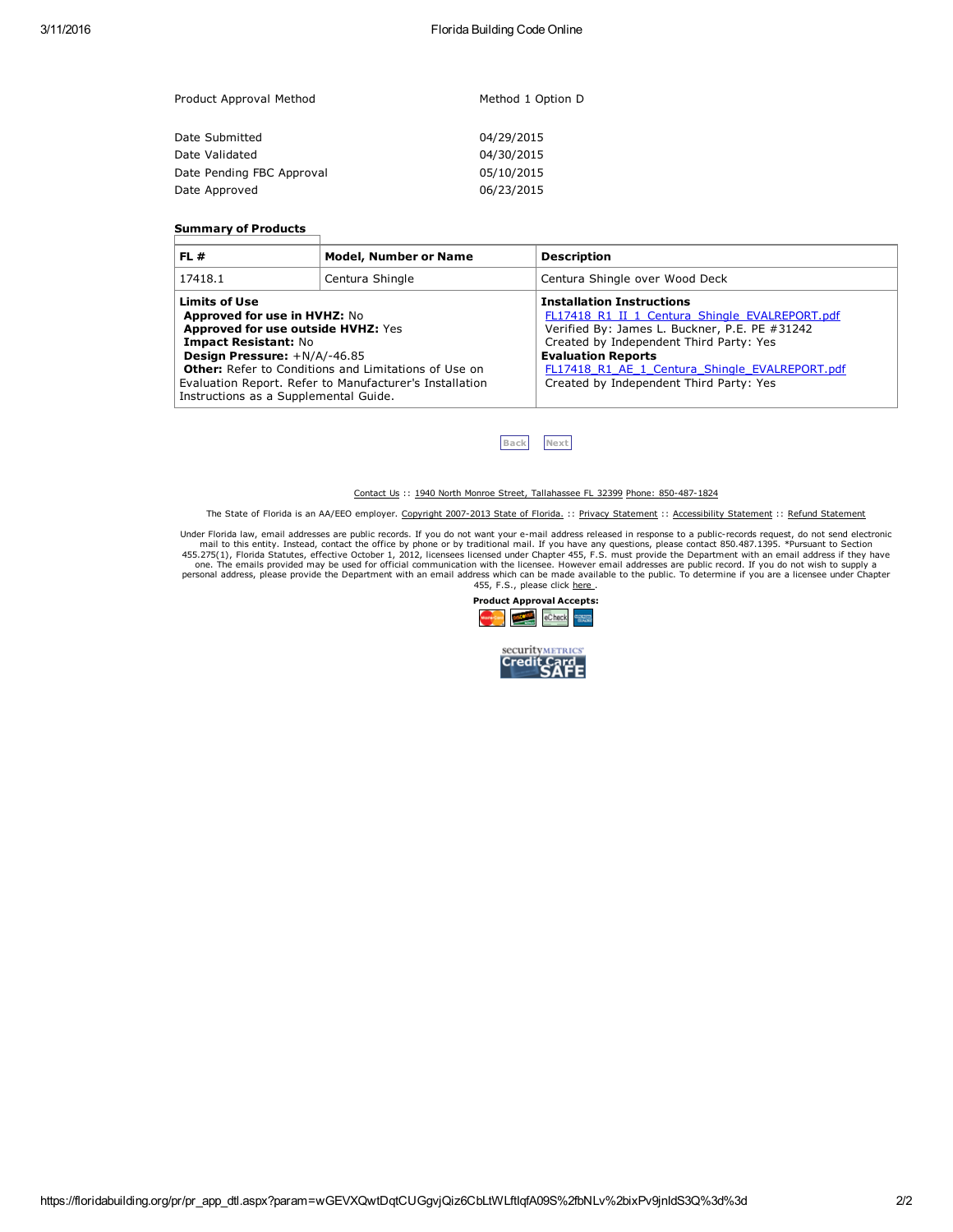| | |
|---|---|
| Product Approval Method | Method 1 Option D |
| Date Submitted | 04/29/2015 |
| Date Validated | 04/30/2015 |
| Date Pending FBC Approval | 05/10/2015 |
| Date Approved | 06/23/2015 |

**Summary of Products**

| FL # | Model, Number or Name | Description |
|---|---|---|
| 17418.1 | Centura Shingle | Centura Shingle over Wood Deck |
| **Limits of Use**<br>**Approved for use in HVHZ:** No<br>**Approved for use outside HVHZ:** Yes<br>**Impact Resistant:** No<br>**Design Pressure:** +N/A/-46.85<br>**Other:** Refer to Conditions and Limitations of Use on Evaluation Report. Refer to Manufacturer's Installation Instructions as a Supplemental Guide. | | **Installation Instructions**<br>FL17418_R1_II_1_Centura_Shingle_EVALREPORT.pdf<br>Verified By: James L. Buckner, P.E. PE #31242<br>Created by Independent Third Party: Yes<br>**Evaluation Reports**<br>FL17418_R1_AE_1_Centura_Shingle_EVALREPORT.pdf<br>Created by Independent Third Party: Yes |

Back Next

Contact Us :: 1940 North Monroe Street, Tallahassee FL 32399 Phone: 850-487-1824

The State of Florida is an AA/EEO employer. Copyright 2007-2013 State of Florida. :: Privacy Statement :: Accessibility Statement :: Refund Statement

Under Florida law, email addresses are public records. If you do not want your e-mail address released in response to a public-records request, do not send electronic mail to this entity. Instead, contact the office by phone or by traditional mail. If you have any questions, please contact 850.487.1395. *Pursuant to Section 455.275(1), Florida Statutes, effective October 1, 2012, licensees licensed under Chapter 455, F.S. must provide the Department with an email address if they have one. The emails provided may be used for official communication with the licensee. However email addresses are public record. If you do not wish to supply a personal address, please provide the Department with an email address which can be made available to the public. To determine if you are a licensee under Chapter 455, F.S., please click here .

**Product Approval Accepts:**